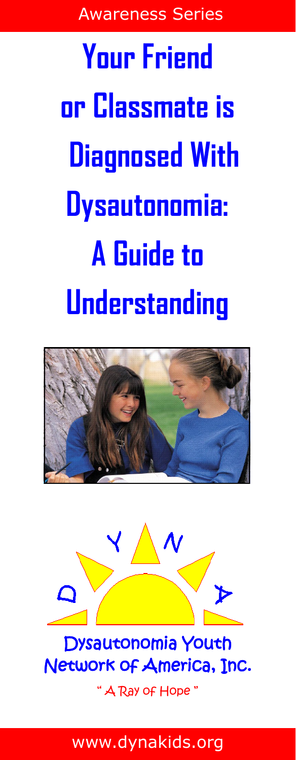Awareness Series

# Your Friend or Classmate is Diagnosed With Dysautonomia: A Guide to Understanding

DYNA

Dysautonomia Youth Network of America, Inc.

" A Ray of Hope "

www.dynakids.org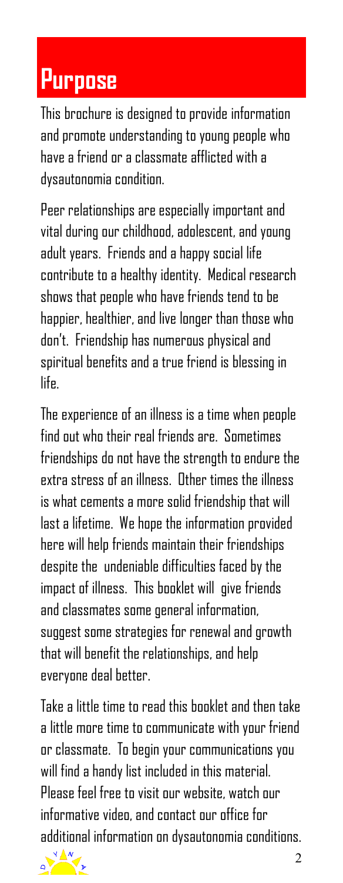# Purpose

This brochure is designed to provide information and promote understanding to young people who have a friend or a classmate afflicted with a dysautonomia condition.

Peer relationships are especially important and vital during our childhood, adolescent, and young adult years. Friends and a happy social life contribute to a healthy identity. Medical research shows that people who have friends tend to be happier, healthier, and live longer than those who don't. Friendship has numerous physical and spiritual benefits and a true friend is blessing in life.

The experience of an illness is a time when people find out who their real friends are. Sometimes friendships do not have the strength to endure the extra stress of an illness. Other times the illness is what cements a more solid friendship that will last a lifetime. We hope the information provided here will help friends maintain their friendships despite the undeniable difficulties faced by the impact of illness. This booklet will give friends and classmates some general information, suggest some strategies for renewal and growth that will benefit the relationships, and help everyone deal better.

Take a little time to read this booklet and then take a little more time to communicate with your friend or classmate. To begin your communications you will find a handy list included in this material. Please feel free to visit our website, watch our informative video, and contact our office for additional information on dysautonomia conditions.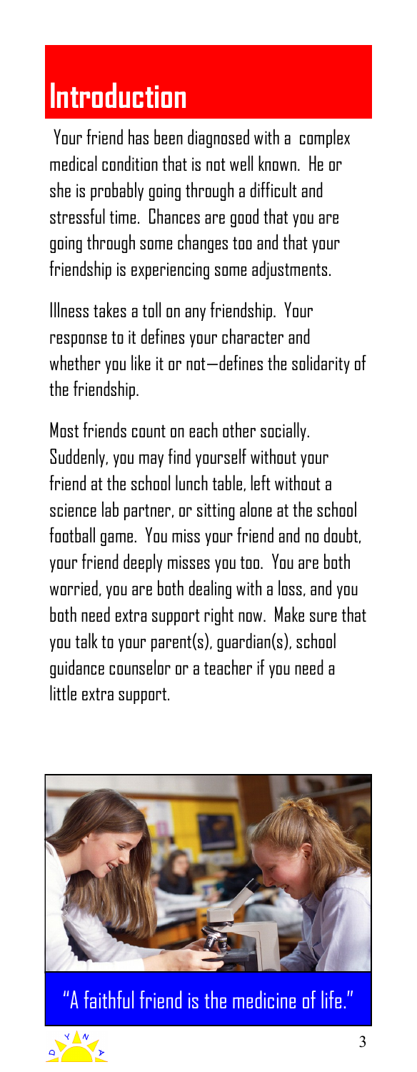# Introduction

Your friend has been diagnosed with a complex medical condition that is not well known. He or she is probably going through a difficult and stressful time. Chances are good that you are going through some changes too and that your friendship is experiencing some adjustments.

Illness takes a toll on any friendship. Your response to it defines your character and whether you like it or not—defines the solidarity of the friendship.

Most friends count on each other socially. Suddenly, you may find yourself without your friend at the school lunch table, left without a science lab partner, or sitting alone at the school football game. You miss your friend and no doubt, your friend deeply misses you too. You are both worried, you are both dealing with a loss, and you both need extra support right now. Make sure that you talk to your parent(s), guardian(s), school guidance counselor or a teacher if you need a little extra support.

"A faithful friend is the medicine of life."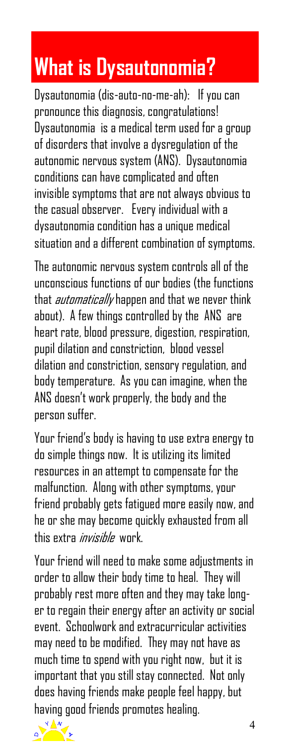# What is Dysautonomia?

Dysautonomia (dis-auto-no-me-ah): If you can pronounce this diagnosis, congratulations! Dysautonomia is a medical term used for a group of disorders that involve a dysregulation of the autonomic nervous system (ANS). Dysautonomia conditions can have complicated and often invisible symptoms that are not always obvious to the casual observer. Every individual with a dysautonomia condition has a unique medical situation and a different combination of symptoms.

The autonomic nervous system controls all of the unconscious functions of our bodies (the functions that *automatically* happen and that we never think about). A few things controlled by the ANS are heart rate, blood pressure, digestion, respiration, pupil dilation and constriction, blood vessel dilation and constriction, sensory regulation, and body temperature. As you can imagine, when the ANS doesn't work properly, the body and the person suffer.

Your friend's body is having to use extra energy to do simple things now. It is utilizing its limited resources in an attempt to compensate for the malfunction. Along with other symptoms, your friend probably gets fatigued more easily now, and he or she may become quickly exhausted from all this extra *invisible* work.

Your friend will need to make some adjustments in order to allow their body time to heal. They will probably rest more often and they may take longer to regain their energy after an activity or social event. Schoolwork and extracurricular activities may need to be modified. They may not have as much time to spend with you right now, but it is important that you still stay connected. Not only does having friends make people feel happy, but having good friends promotes healing.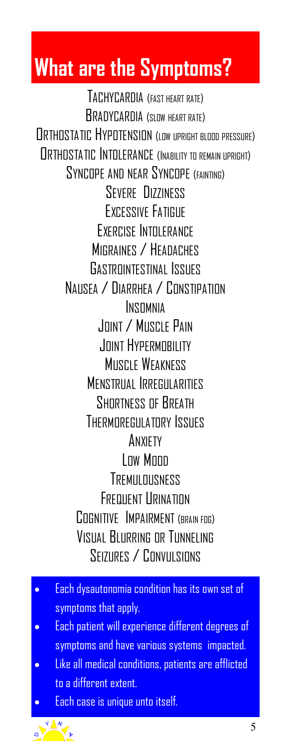# What are the Symptoms?

Tachycardia (fast heart rate)
Bradycardia (slow heart rate)
Orthostatic Hypotension (low upright blood pressure)
Orthostatic Intolerance (Inability to remain upright)
Syncope and near Syncope (fainting)
Severe Dizziness
Excessive Fatigue
Exercise Intolerance
Migraines / Headaches
Gastrointestinal Issues
Nausea / Diarrhea / Constipation
Insomnia
Joint / Muscle Pain
Joint Hypermobility
Muscle Weakness
Menstrual Irregularities
Shortness of Breath
Thermoregulatory Issues
Anxiety
Low Mood
Tremulousness
Frequent Urination
Cognitive Impairment (brain fog)
Visual Blurring or Tunneling
Seizures / Convulsions

- Each dysautonomia condition has its own set of symptoms that apply.
- Each patient will experience different degrees of symptoms and have various systems impacted.
- Like all medical conditions, patients are afflicted to a different extent.
- Each case is unique unto itself.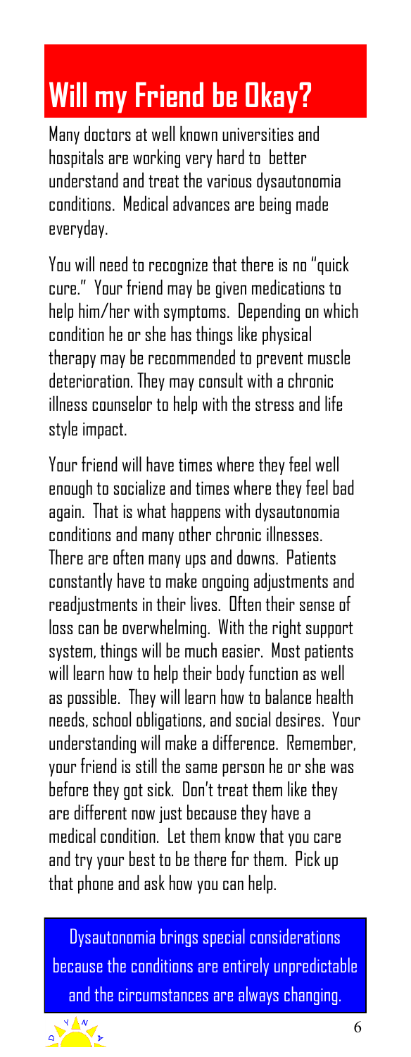# Will my Friend be Okay?

Many doctors at well known universities and hospitals are working very hard to better understand and treat the various dysautonomia conditions. Medical advances are being made everyday.

You will need to recognize that there is no "quick cure." Your friend may be given medications to help him/her with symptoms. Depending on which condition he or she has things like physical therapy may be recommended to prevent muscle deterioration. They may consult with a chronic illness counselor to help with the stress and life style impact.

Your friend will have times where they feel well enough to socialize and times where they feel bad again. That is what happens with dysautonomia conditions and many other chronic illnesses. There are often many ups and downs. Patients constantly have to make ongoing adjustments and readjustments in their lives. Often their sense of loss can be overwhelming. With the right support system, things will be much easier. Most patients will learn how to help their body function as well as possible. They will learn how to balance health needs, school obligations, and social desires. Your understanding will make a difference. Remember, your friend is still the same person he or she was before they got sick. Don't treat them like they are different now just because they have a medical condition. Let them know that you care and try your best to be there for them. Pick up that phone and ask how you can help.

Dysautonomia brings special considerations because the conditions are entirely unpredictable and the circumstances are always changing.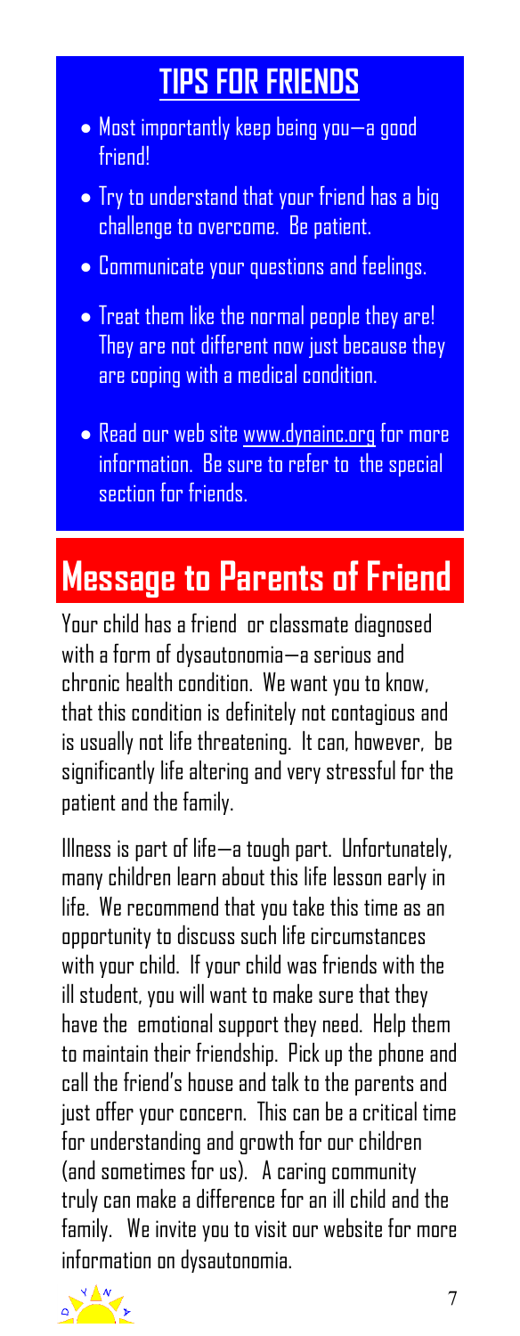## TIPS FOR FRIENDS

- Most importantly keep being you—a good friend!
- Try to understand that your friend has a big challenge to overcome. Be patient.
- Communicate your questions and feelings.
- Treat them like the normal people they are! They are not different now just because they are coping with a medical condition.
- Read our web site www.dynainc.org for more information. Be sure to refer to the special section for friends.

## Message to Parents of Friend

Your child has a friend or classmate diagnosed with a form of dysautonomia—a serious and chronic health condition. We want you to know, that this condition is definitely not contagious and is usually not life threatening. It can, however, be significantly life altering and very stressful for the patient and the family.

Illness is part of life—a tough part. Unfortunately, many children learn about this life lesson early in life. We recommend that you take this time as an opportunity to discuss such life circumstances with your child. If your child was friends with the ill student, you will want to make sure that they have the emotional support they need. Help them to maintain their friendship. Pick up the phone and call the friend's house and talk to the parents and just offer your concern. This can be a critical time for understanding and growth for our children (and sometimes for us). A caring community truly can make a difference for an ill child and the family. We invite you to visit our website for more information on dysautonomia.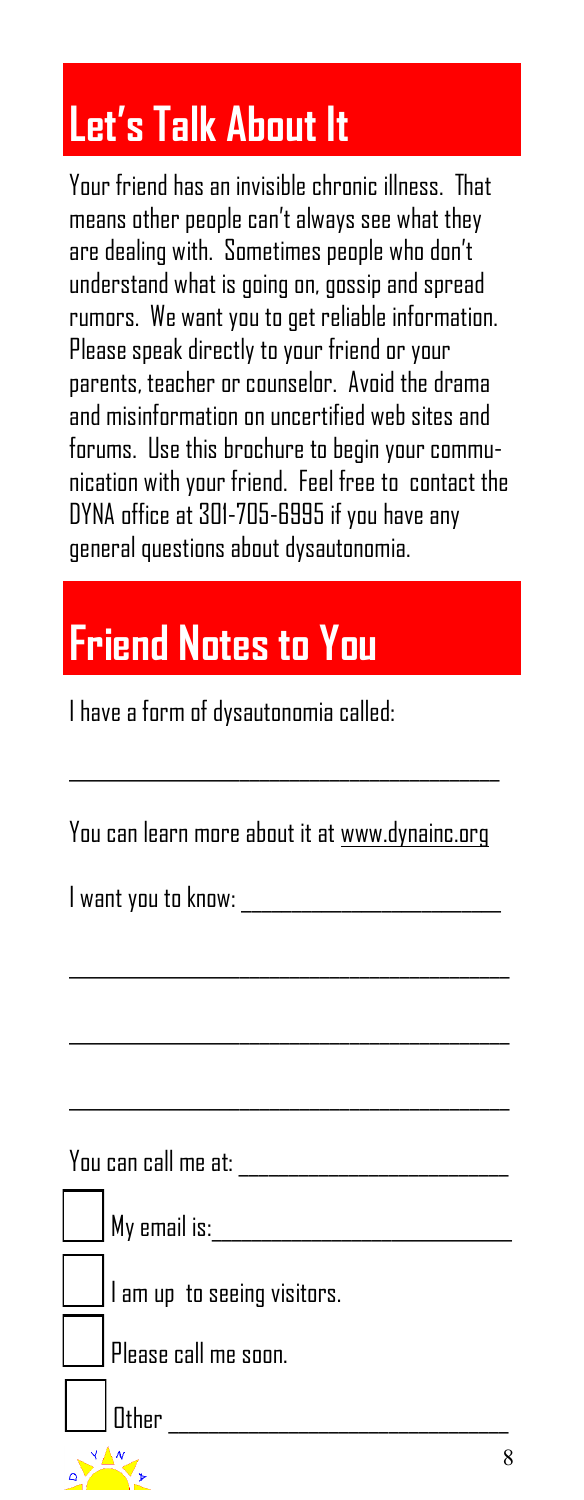## Let's Talk About It

Your friend has an invisible chronic illness. That means other people can't always see what they are dealing with. Sometimes people who don't understand what is going on, gossip and spread rumors. We want you to get reliable information. Please speak directly to your friend or your parents, teacher or counselor. Avoid the drama and misinformation on uncertified web sites and forums. Use this brochure to begin your communication with your friend. Feel free to contact the DYNA office at 301-705-6995 if you have any general questions about dysautonomia.

## Friend Notes to You

I have a form of dysautonomia called:

_______________________________________

You can learn more about it at www.dynainc.org

I want you to know: _______________________

_______________________________________

_______________________________________

_______________________________________

You can call me at: _______________________

- [ ] My email is:_________________________
- [ ] I am up to seeing visitors.
- [ ] Please call me soon.
- [ ] Other ______________________________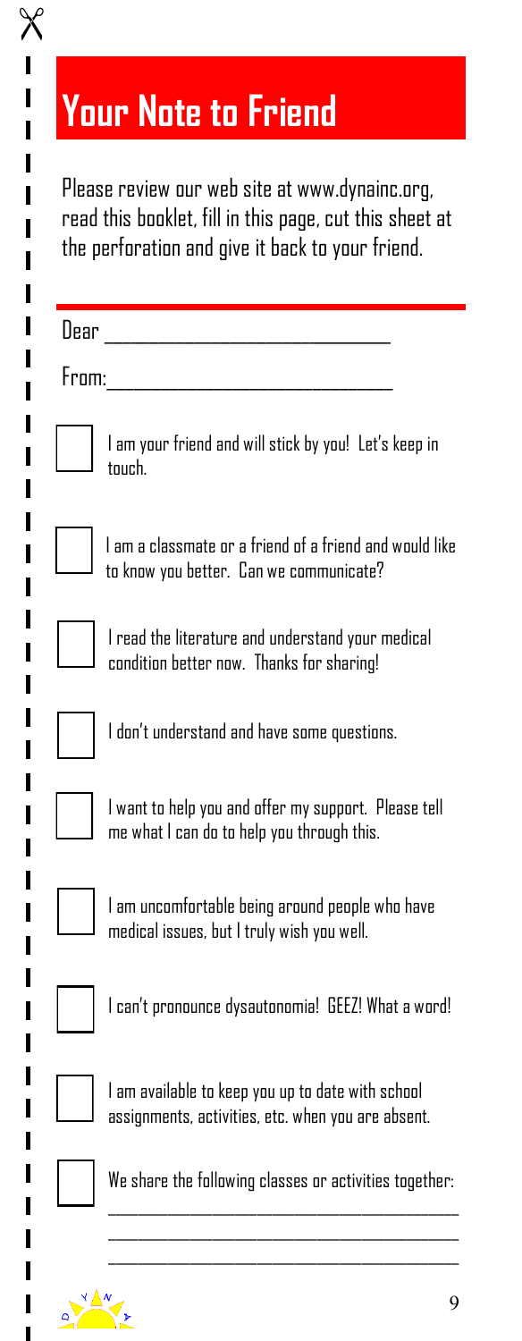# Your Note to Friend

Please review our web site at www.dynainc.org, read this booklet, fill in this page, cut this sheet at the perforation and give it back to your friend.

Dear ______________________________

From: ______________________________

- [ ] I am your friend and will stick by you! Let's keep in touch.
- [ ] I am a classmate or a friend of a friend and would like to know you better. Can we communicate?
- [ ] I read the literature and understand your medical condition better now. Thanks for sharing!
- [ ] I don't understand and have some questions.
- [ ] I want to help you and offer my support. Please tell me what I can do to help you through this.
- [ ] I am uncomfortable being around people who have medical issues, but I truly wish you well.
- [ ] I can't pronounce dysautonomia! GEEZ! What a word!
- [ ] I am available to keep you up to date with school assignments, activities, etc. when you are absent.
- [ ] We share the following classes or activities together:

______________________________________________

______________________________________________

______________________________________________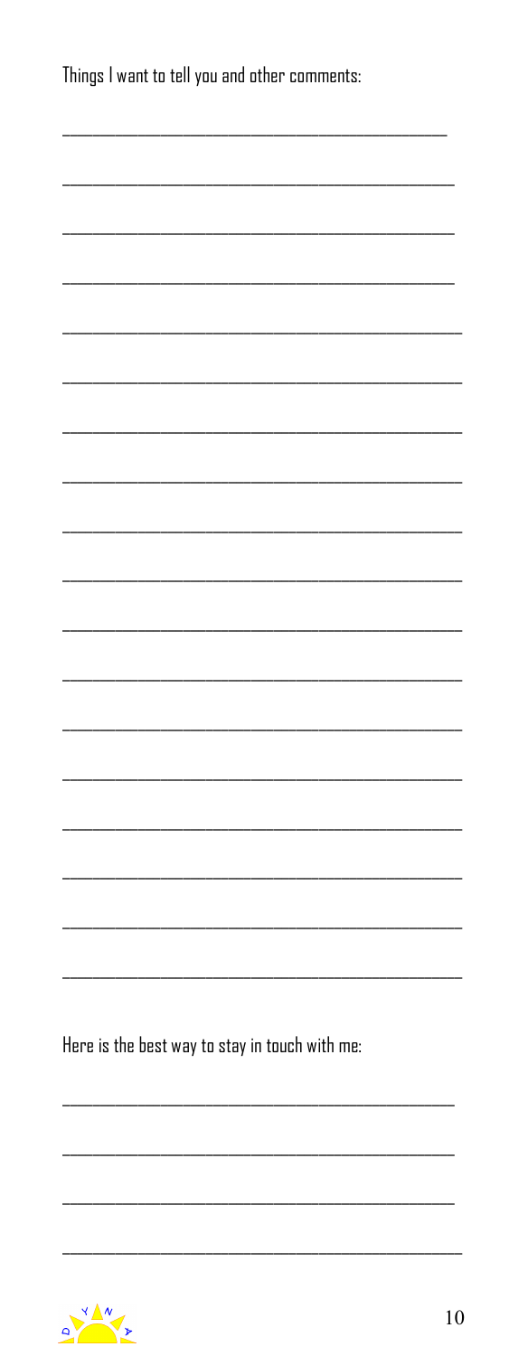Things I want to tell you and other comments:

___________________________________________

___________________________________________

___________________________________________

___________________________________________

___________________________________________

___________________________________________

___________________________________________

___________________________________________

___________________________________________

___________________________________________

___________________________________________

___________________________________________

___________________________________________

___________________________________________

___________________________________________

___________________________________________

___________________________________________

___________________________________________

Here is the best way to stay in touch with me:

___________________________________________

___________________________________________

___________________________________________

___________________________________________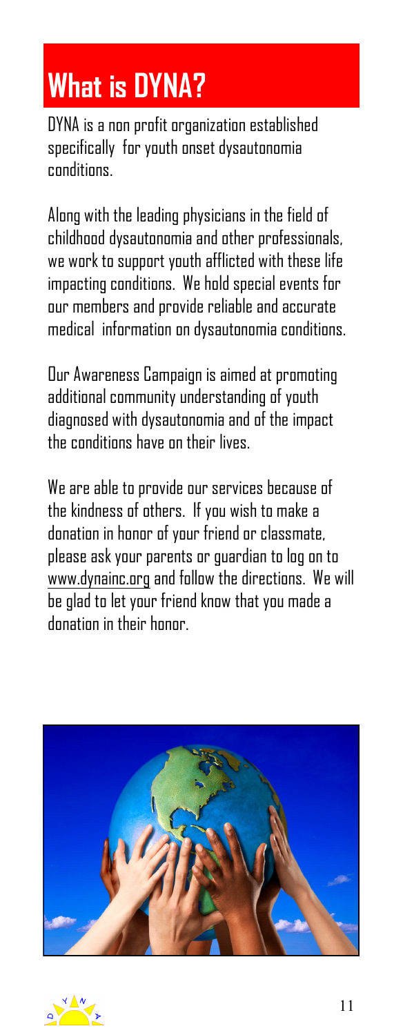# What is DYNA?

DYNA is a non profit organization established specifically for youth onset dysautonomia conditions.

Along with the leading physicians in the field of childhood dysautonomia and other professionals, we work to support youth afflicted with these life impacting conditions. We hold special events for our members and provide reliable and accurate medical information on dysautonomia conditions.

Our Awareness Campaign is aimed at promoting additional community understanding of youth diagnosed with dysautonomia and of the impact the conditions have on their lives.

We are able to provide our services because of the kindness of others. If you wish to make a donation in honor of your friend or classmate, please ask your parents or guardian to log on to www.dynainc.org and follow the directions. We will be glad to let your friend know that you made a donation in their honor.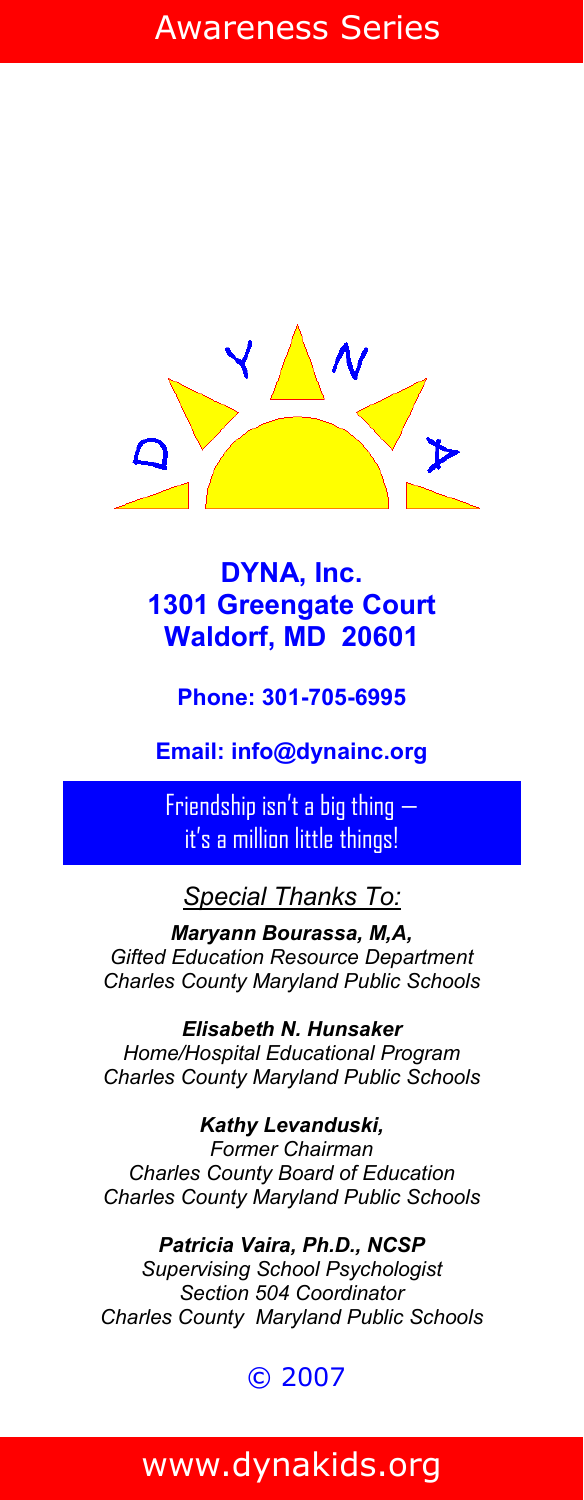Awareness Series

**DYNA, Inc.**
**1301 Greengate Court**
**Waldorf, MD 20601**

**Phone: 301-705-6995**

**Email: info@dynainc.org**

Friendship isn't a big thing — it's a million little things!

*Special Thanks To:*

***Maryann Bourassa, M,A,***
*Gifted Education Resource Department*
*Charles County Maryland Public Schools*

***Elisabeth N. Hunsaker***
*Home/Hospital Educational Program*
*Charles County Maryland Public Schools*

***Kathy Levanduski,***
*Former Chairman*
*Charles County Board of Education*
*Charles County Maryland Public Schools*

***Patricia Vaira, Ph.D., NCSP***
*Supervising School Psychologist*
*Section 504 Coordinator*
*Charles County Maryland Public Schools*

© 2007

www.dynakids.org